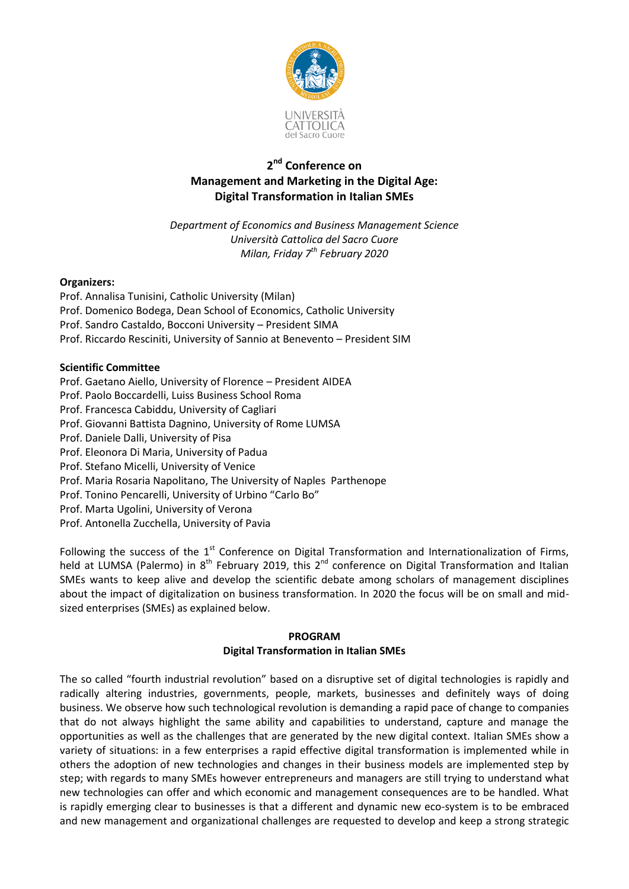UNIVERSITÀ CATTOLICA del Sacro Cuore

# 2nd Conference on Management and Marketing in the Digital Age: Digital Transformation in Italian SMEs

*Department of Economics and Business Management Science*
*Università Cattolica del Sacro Cuore*
*Milan, Friday 7th February 2020*

**Organizers:**

Prof. Annalisa Tunisini, Catholic University (Milan)
Prof. Domenico Bodega, Dean School of Economics, Catholic University
Prof. Sandro Castaldo, Bocconi University – President SIMA
Prof. Riccardo Resciniti, University of Sannio at Benevento – President SIM

**Scientific Committee**

Prof. Gaetano Aiello, University of Florence – President AIDEA
Prof. Paolo Boccardelli, Luiss Business School Roma
Prof. Francesca Cabiddu, University of Cagliari
Prof. Giovanni Battista Dagnino, University of Rome LUMSA
Prof. Daniele Dalli, University of Pisa
Prof. Eleonora Di Maria, University of Padua
Prof. Stefano Micelli, University of Venice
Prof. Maria Rosaria Napolitano, The University of Naples Parthenope
Prof. Tonino Pencarelli, University of Urbino "Carlo Bo"
Prof. Marta Ugolini, University of Verona
Prof. Antonella Zucchella, University of Pavia

Following the success of the 1st Conference on Digital Transformation and Internationalization of Firms, held at LUMSA (Palermo) in 8th February 2019, this 2nd conference on Digital Transformation and Italian SMEs wants to keep alive and develop the scientific debate among scholars of management disciplines about the impact of digitalization on business transformation. In 2020 the focus will be on small and mid-sized enterprises (SMEs) as explained below.

## PROGRAM
### Digital Transformation in Italian SMEs

The so called "fourth industrial revolution" based on a disruptive set of digital technologies is rapidly and radically altering industries, governments, people, markets, businesses and definitely ways of doing business. We observe how such technological revolution is demanding a rapid pace of change to companies that do not always highlight the same ability and capabilities to understand, capture and manage the opportunities as well as the challenges that are generated by the new digital context. Italian SMEs show a variety of situations: in a few enterprises a rapid effective digital transformation is implemented while in others the adoption of new technologies and changes in their business models are implemented step by step; with regards to many SMEs however entrepreneurs and managers are still trying to understand what new technologies can offer and which economic and management consequences are to be handled. What is rapidly emerging clear to businesses is that a different and dynamic new eco-system is to be embraced and new management and organizational challenges are requested to develop and keep a strong strategic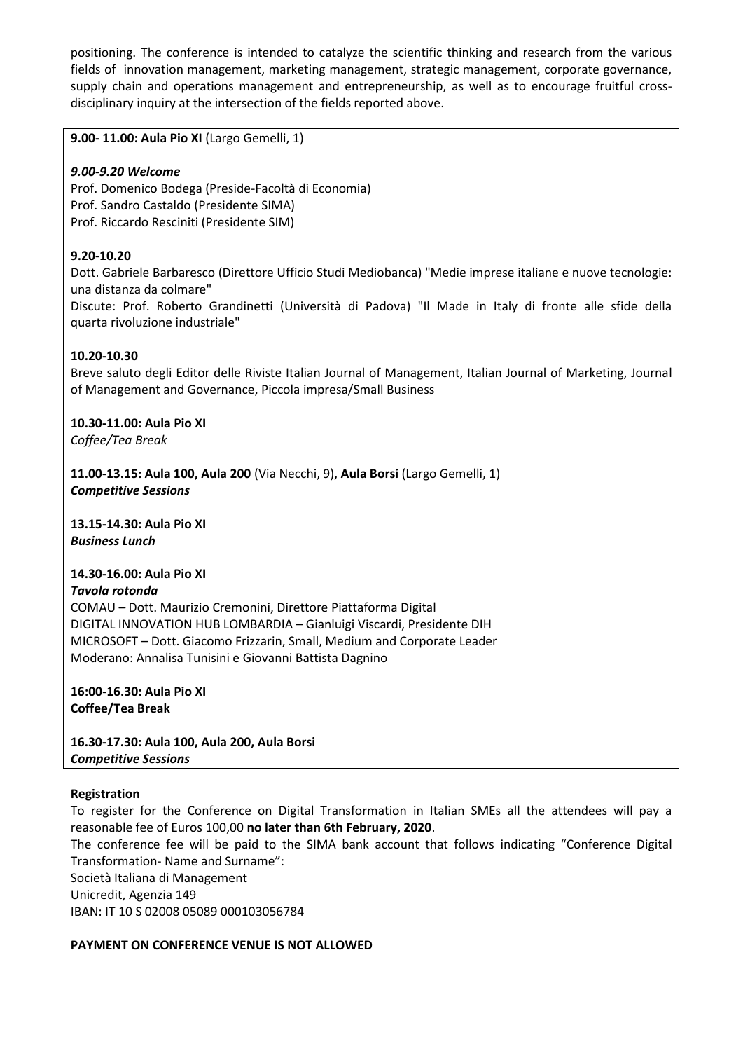positioning. The conference is intended to catalyze the scientific thinking and research from the various fields of innovation management, marketing management, strategic management, corporate governance, supply chain and operations management and entrepreneurship, as well as to encourage fruitful cross-disciplinary inquiry at the intersection of the fields reported above.

**9.00- 11.00: Aula Pio XI** (Largo Gemelli, 1)

***9.00-9.20 Welcome***

Prof. Domenico Bodega (Preside-Facoltà di Economia)
Prof. Sandro Castaldo (Presidente SIMA)
Prof. Riccardo Resciniti (Presidente SIM)

**9.20-10.20**

Dott. Gabriele Barbaresco (Direttore Ufficio Studi Mediobanca) "Medie imprese italiane e nuove tecnologie: una distanza da colmare"
Discute: Prof. Roberto Grandinetti (Università di Padova) "Il Made in Italy di fronte alle sfide della quarta rivoluzione industriale"

**10.20-10.30**

Breve saluto degli Editor delle Riviste Italian Journal of Management, Italian Journal of Marketing, Journal of Management and Governance, Piccola impresa/Small Business

**10.30-11.00: Aula Pio XI**
*Coffee/Tea Break*

**11.00-13.15: Aula 100, Aula 200** (Via Necchi, 9), **Aula Borsi** (Largo Gemelli, 1)
***Competitive Sessions***

**13.15-14.30: Aula Pio XI**
***Business Lunch***

**14.30-16.00: Aula Pio XI**
***Tavola rotonda***

COMAU – Dott. Maurizio Cremonini, Direttore Piattaforma Digital
DIGITAL INNOVATION HUB LOMBARDIA – Gianluigi Viscardi, Presidente DIH
MICROSOFT – Dott. Giacomo Frizzarin, Small, Medium and Corporate Leader
Moderano: Annalisa Tunisini e Giovanni Battista Dagnino

**16:00-16.30: Aula Pio XI**
**Coffee/Tea Break**

**16.30-17.30: Aula 100, Aula 200, Aula Borsi**
***Competitive Sessions***

**Registration**

To register for the Conference on Digital Transformation in Italian SMEs all the attendees will pay a reasonable fee of Euros 100,00 **no later than 6th February, 2020**.

The conference fee will be paid to the SIMA bank account that follows indicating "Conference Digital Transformation- Name and Surname":

Società Italiana di Management
Unicredit, Agenzia 149
IBAN: IT 10 S 02008 05089 000103056784

**PAYMENT ON CONFERENCE VENUE IS NOT ALLOWED**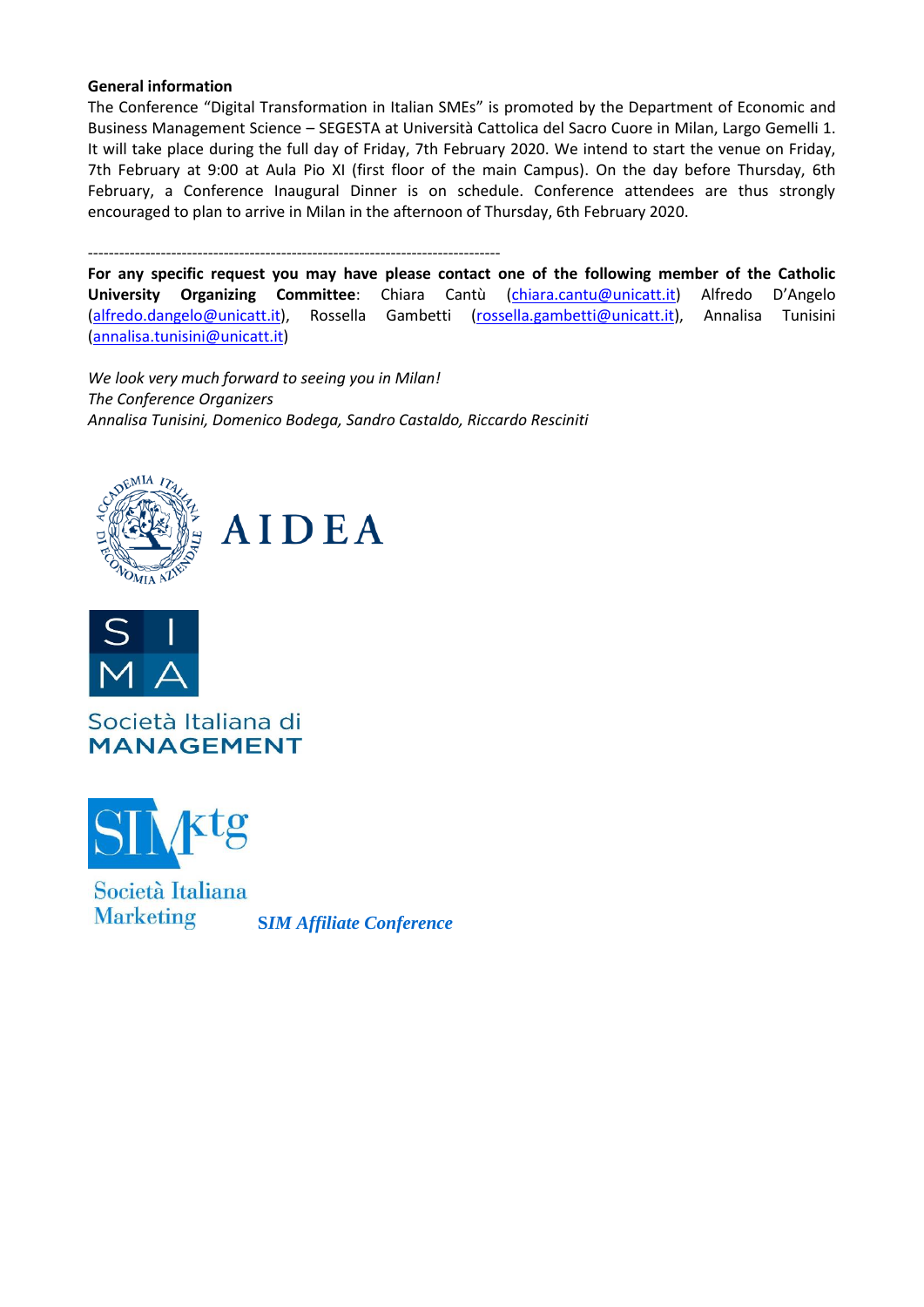**General information**

The Conference "Digital Transformation in Italian SMEs" is promoted by the Department of Economic and Business Management Science – SEGESTA at Università Cattolica del Sacro Cuore in Milan, Largo Gemelli 1. It will take place during the full day of Friday, 7th February 2020. We intend to start the venue on Friday, 7th February at 9:00 at Aula Pio XI (first floor of the main Campus). On the day before Thursday, 6th February, a Conference Inaugural Dinner is on schedule. Conference attendees are thus strongly encouraged to plan to arrive in Milan in the afternoon of Thursday, 6th February 2020.

--------------------------------------------------------------------------------

**For any specific request you may have please contact one of the following member of the Catholic University Organizing Committee**: Chiara Cantù (chiara.cantu@unicatt.it) Alfredo D'Angelo (alfredo.dangelo@unicatt.it), Rossella Gambetti (rossella.gambetti@unicatt.it), Annalisa Tunisini (annalisa.tunisini@unicatt.it)

*We look very much forward to seeing you in Milan!*
*The Conference Organizers*
*Annalisa Tunisini, Domenico Bodega, Sandro Castaldo, Riccardo Resciniti*

ACCADEMIA ITALIANA DI ECONOMIA AZIENDALE
AIDEA

S I M A
Società Italiana di
MANAGEMENT

SIMktg
Società Italiana Marketing

***SIM Affiliate Conference***